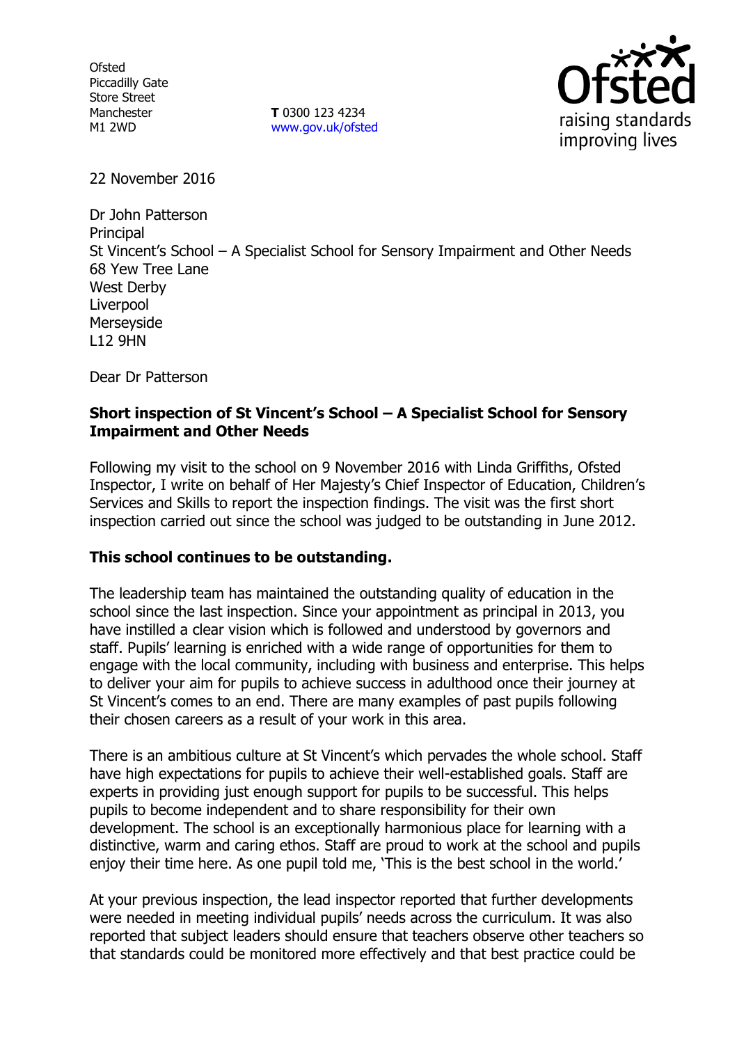Ofsted
Piccadilly Gate
Store Street
Manchester
M1 2WD

**T** 0300 123 4234
www.gov.uk/ofsted

22 November 2016

Dr John Patterson
Principal
St Vincent's School – A Specialist School for Sensory Impairment and Other Needs
68 Yew Tree Lane
West Derby
Liverpool
Merseyside
L12 9HN

Dear Dr Patterson

**Short inspection of St Vincent's School – A Specialist School for Sensory Impairment and Other Needs**

Following my visit to the school on 9 November 2016 with Linda Griffiths, Ofsted Inspector, I write on behalf of Her Majesty's Chief Inspector of Education, Children's Services and Skills to report the inspection findings. The visit was the first short inspection carried out since the school was judged to be outstanding in June 2012.

**This school continues to be outstanding.**

The leadership team has maintained the outstanding quality of education in the school since the last inspection. Since your appointment as principal in 2013, you have instilled a clear vision which is followed and understood by governors and staff. Pupils' learning is enriched with a wide range of opportunities for them to engage with the local community, including with business and enterprise. This helps to deliver your aim for pupils to achieve success in adulthood once their journey at St Vincent's comes to an end. There are many examples of past pupils following their chosen careers as a result of your work in this area.

There is an ambitious culture at St Vincent's which pervades the whole school. Staff have high expectations for pupils to achieve their well-established goals. Staff are experts in providing just enough support for pupils to be successful. This helps pupils to become independent and to share responsibility for their own development. The school is an exceptionally harmonious place for learning with a distinctive, warm and caring ethos. Staff are proud to work at the school and pupils enjoy their time here. As one pupil told me, 'This is the best school in the world.'

At your previous inspection, the lead inspector reported that further developments were needed in meeting individual pupils' needs across the curriculum. It was also reported that subject leaders should ensure that teachers observe other teachers so that standards could be monitored more effectively and that best practice could be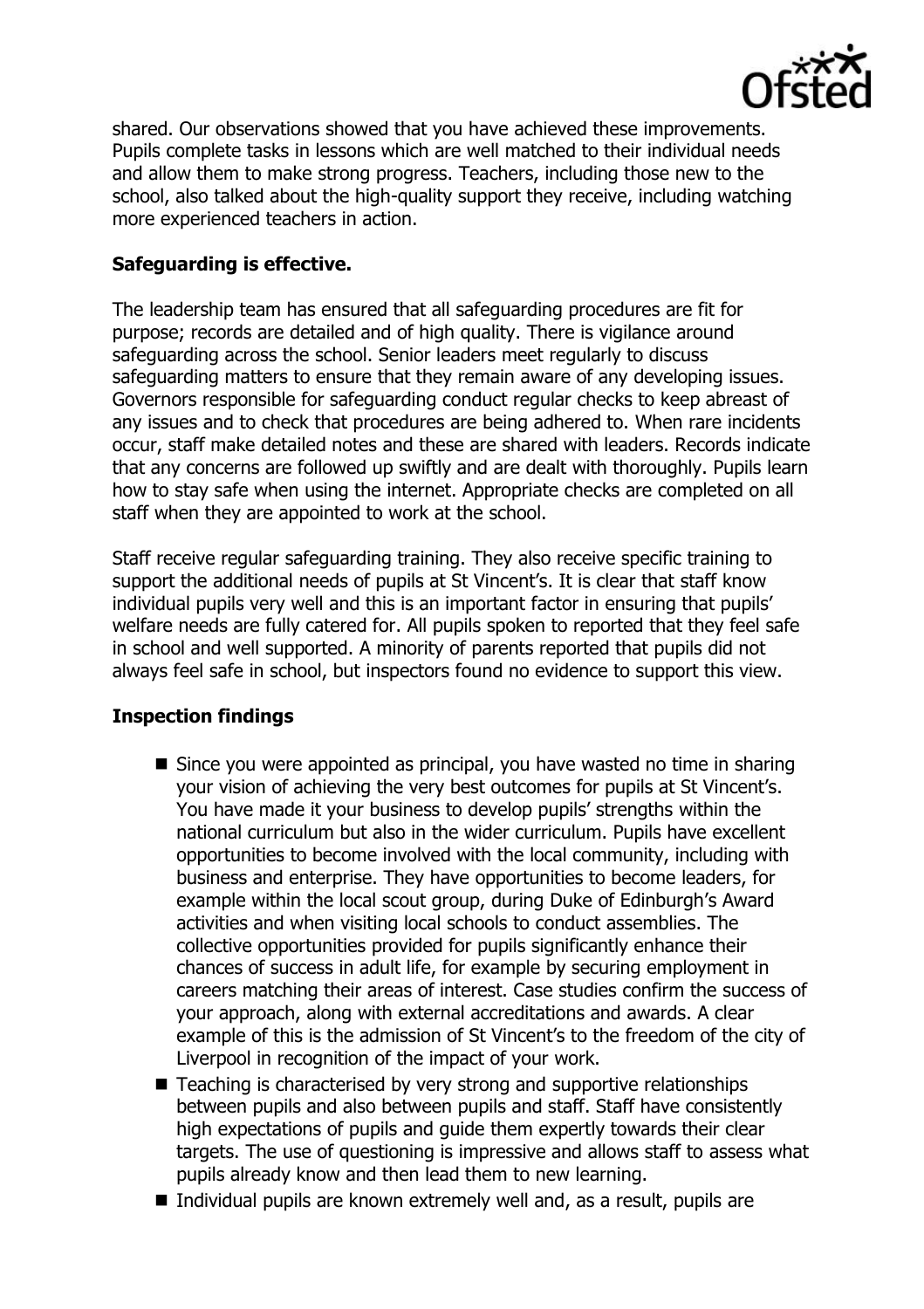shared. Our observations showed that you have achieved these improvements. Pupils complete tasks in lessons which are well matched to their individual needs and allow them to make strong progress. Teachers, including those new to the school, also talked about the high-quality support they receive, including watching more experienced teachers in action.

**Safeguarding is effective.**

The leadership team has ensured that all safeguarding procedures are fit for purpose; records are detailed and of high quality. There is vigilance around safeguarding across the school. Senior leaders meet regularly to discuss safeguarding matters to ensure that they remain aware of any developing issues. Governors responsible for safeguarding conduct regular checks to keep abreast of any issues and to check that procedures are being adhered to. When rare incidents occur, staff make detailed notes and these are shared with leaders. Records indicate that any concerns are followed up swiftly and are dealt with thoroughly. Pupils learn how to stay safe when using the internet. Appropriate checks are completed on all staff when they are appointed to work at the school.

Staff receive regular safeguarding training. They also receive specific training to support the additional needs of pupils at St Vincent's. It is clear that staff know individual pupils very well and this is an important factor in ensuring that pupils' welfare needs are fully catered for. All pupils spoken to reported that they feel safe in school and well supported. A minority of parents reported that pupils did not always feel safe in school, but inspectors found no evidence to support this view.

**Inspection findings**

- Since you were appointed as principal, you have wasted no time in sharing your vision of achieving the very best outcomes for pupils at St Vincent's. You have made it your business to develop pupils' strengths within the national curriculum but also in the wider curriculum. Pupils have excellent opportunities to become involved with the local community, including with business and enterprise. They have opportunities to become leaders, for example within the local scout group, during Duke of Edinburgh's Award activities and when visiting local schools to conduct assemblies. The collective opportunities provided for pupils significantly enhance their chances of success in adult life, for example by securing employment in careers matching their areas of interest. Case studies confirm the success of your approach, along with external accreditations and awards. A clear example of this is the admission of St Vincent's to the freedom of the city of Liverpool in recognition of the impact of your work.
- Teaching is characterised by very strong and supportive relationships between pupils and also between pupils and staff. Staff have consistently high expectations of pupils and guide them expertly towards their clear targets. The use of questioning is impressive and allows staff to assess what pupils already know and then lead them to new learning.
- Individual pupils are known extremely well and, as a result, pupils are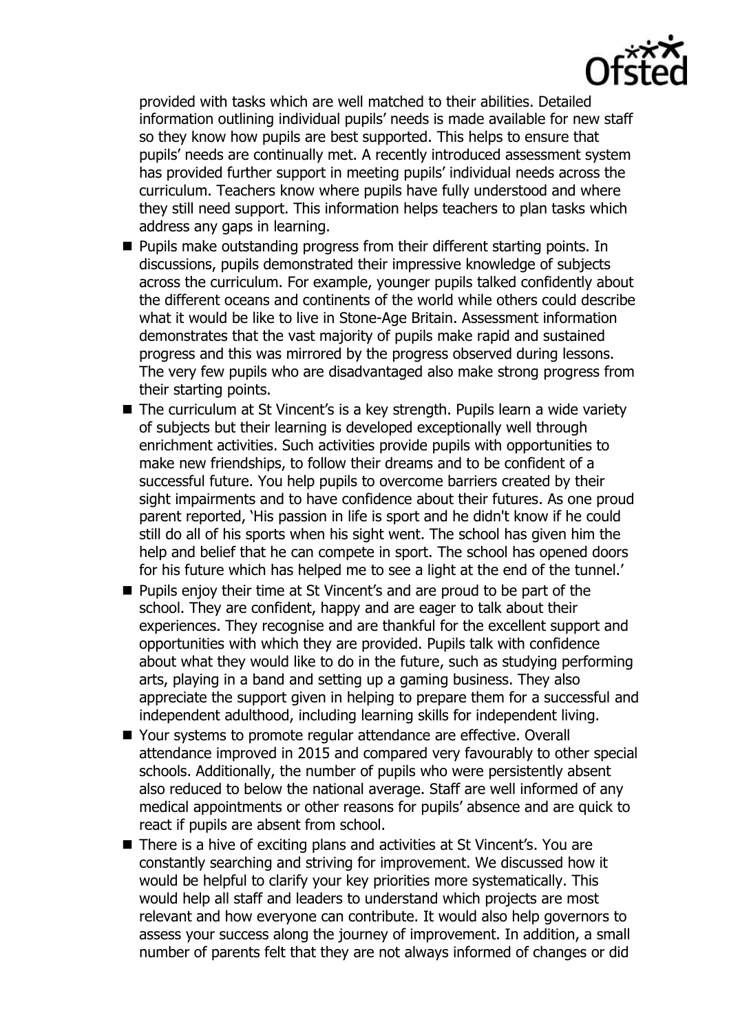provided with tasks which are well matched to their abilities. Detailed information outlining individual pupils' needs is made available for new staff so they know how pupils are best supported. This helps to ensure that pupils' needs are continually met. A recently introduced assessment system has provided further support in meeting pupils' individual needs across the curriculum. Teachers know where pupils have fully understood and where they still need support. This information helps teachers to plan tasks which address any gaps in learning.

- Pupils make outstanding progress from their different starting points. In discussions, pupils demonstrated their impressive knowledge of subjects across the curriculum. For example, younger pupils talked confidently about the different oceans and continents of the world while others could describe what it would be like to live in Stone-Age Britain. Assessment information demonstrates that the vast majority of pupils make rapid and sustained progress and this was mirrored by the progress observed during lessons. The very few pupils who are disadvantaged also make strong progress from their starting points.
- The curriculum at St Vincent's is a key strength. Pupils learn a wide variety of subjects but their learning is developed exceptionally well through enrichment activities. Such activities provide pupils with opportunities to make new friendships, to follow their dreams and to be confident of a successful future. You help pupils to overcome barriers created by their sight impairments and to have confidence about their futures. As one proud parent reported, 'His passion in life is sport and he didn't know if he could still do all of his sports when his sight went. The school has given him the help and belief that he can compete in sport. The school has opened doors for his future which has helped me to see a light at the end of the tunnel.'
- Pupils enjoy their time at St Vincent's and are proud to be part of the school. They are confident, happy and are eager to talk about their experiences. They recognise and are thankful for the excellent support and opportunities with which they are provided. Pupils talk with confidence about what they would like to do in the future, such as studying performing arts, playing in a band and setting up a gaming business. They also appreciate the support given in helping to prepare them for a successful and independent adulthood, including learning skills for independent living.
- Your systems to promote regular attendance are effective. Overall attendance improved in 2015 and compared very favourably to other special schools. Additionally, the number of pupils who were persistently absent also reduced to below the national average. Staff are well informed of any medical appointments or other reasons for pupils' absence and are quick to react if pupils are absent from school.
- There is a hive of exciting plans and activities at St Vincent's. You are constantly searching and striving for improvement. We discussed how it would be helpful to clarify your key priorities more systematically. This would help all staff and leaders to understand which projects are most relevant and how everyone can contribute. It would also help governors to assess your success along the journey of improvement. In addition, a small number of parents felt that they are not always informed of changes or did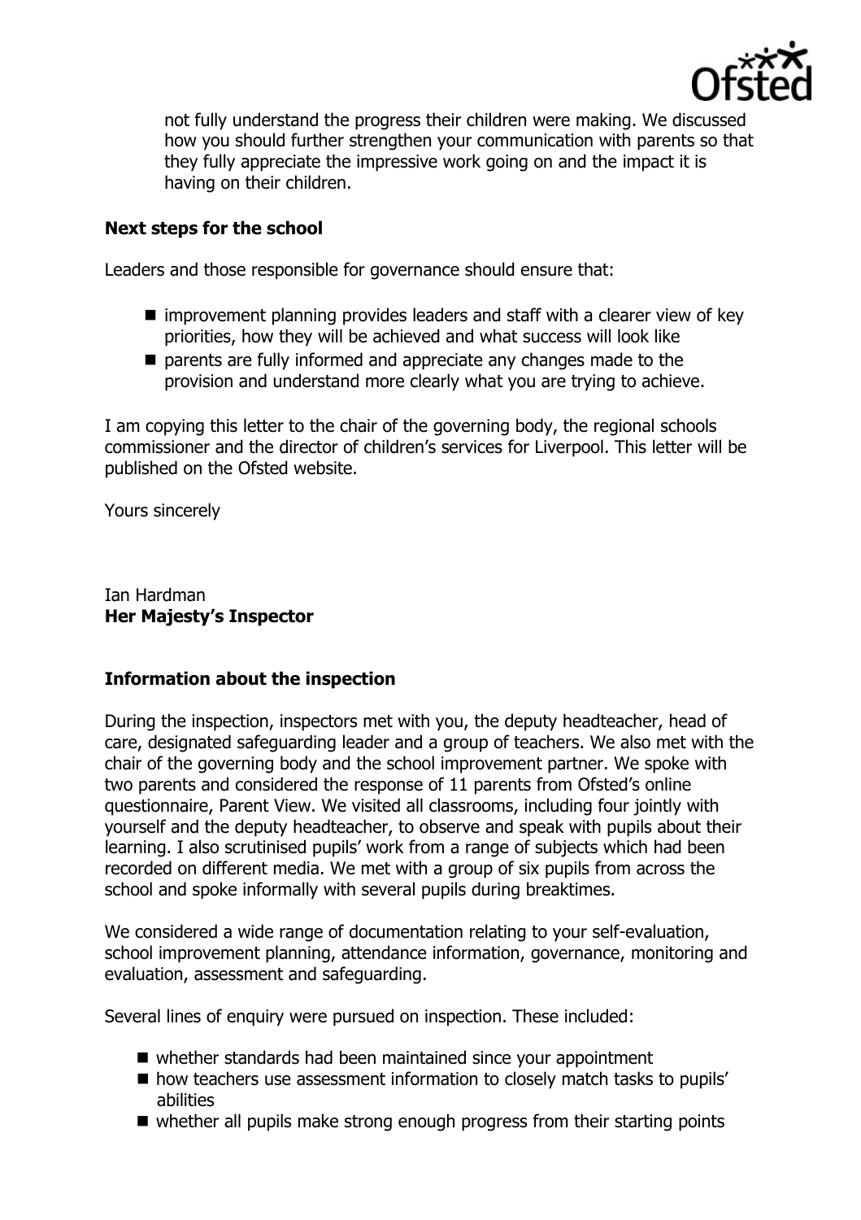not fully understand the progress their children were making. We discussed how you should further strengthen your communication with parents so that they fully appreciate the impressive work going on and the impact it is having on their children.

## Next steps for the school

Leaders and those responsible for governance should ensure that:

- improvement planning provides leaders and staff with a clearer view of key priorities, how they will be achieved and what success will look like
- parents are fully informed and appreciate any changes made to the provision and understand more clearly what you are trying to achieve.

I am copying this letter to the chair of the governing body, the regional schools commissioner and the director of children's services for Liverpool. This letter will be published on the Ofsted website.

Yours sincerely

Ian Hardman
**Her Majesty's Inspector**

## Information about the inspection

During the inspection, inspectors met with you, the deputy headteacher, head of care, designated safeguarding leader and a group of teachers. We also met with the chair of the governing body and the school improvement partner. We spoke with two parents and considered the response of 11 parents from Ofsted's online questionnaire, Parent View. We visited all classrooms, including four jointly with yourself and the deputy headteacher, to observe and speak with pupils about their learning. I also scrutinised pupils' work from a range of subjects which had been recorded on different media. We met with a group of six pupils from across the school and spoke informally with several pupils during breaktimes.

We considered a wide range of documentation relating to your self-evaluation, school improvement planning, attendance information, governance, monitoring and evaluation, assessment and safeguarding.

Several lines of enquiry were pursued on inspection. These included:

- whether standards had been maintained since your appointment
- how teachers use assessment information to closely match tasks to pupils' abilities
- whether all pupils make strong enough progress from their starting points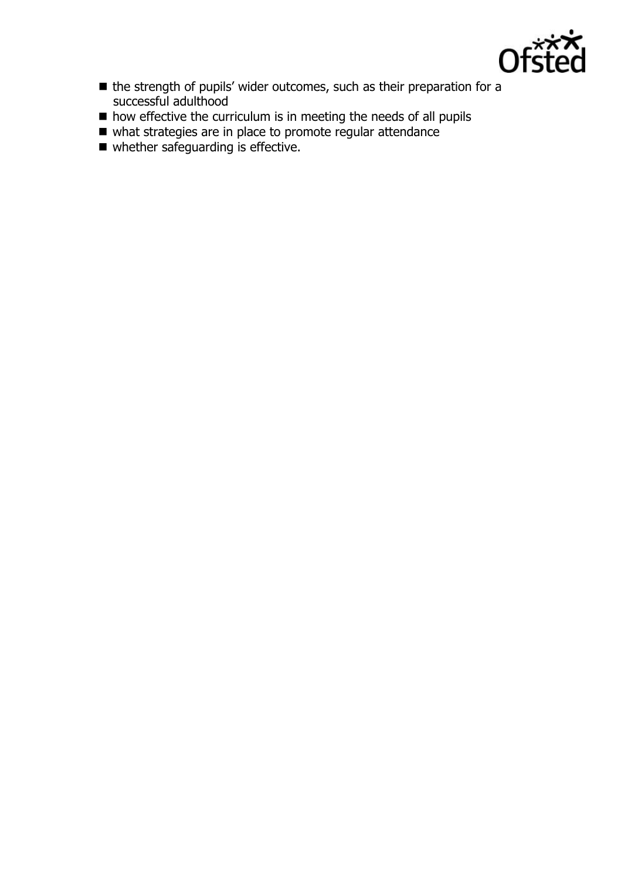- the strength of pupils' wider outcomes, such as their preparation for a successful adulthood
- how effective the curriculum is in meeting the needs of all pupils
- what strategies are in place to promote regular attendance
- whether safeguarding is effective.